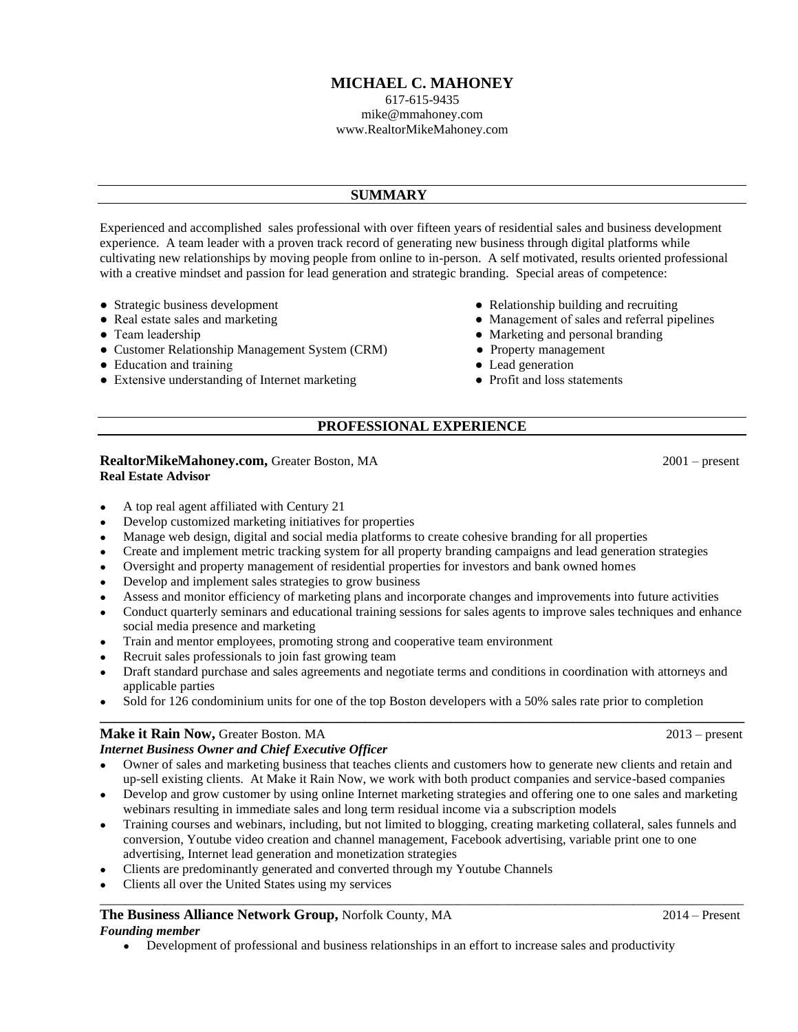# MICHAEL C. MAHONEY

617-615-9435
mike@mmahoney.com
www.RealtorMikeMahoney.com

## SUMMARY

Experienced and accomplished sales professional with over fifteen years of residential sales and business development experience. A team leader with a proven track record of generating new business through digital platforms while cultivating new relationships by moving people from online to in-person. A self motivated, results oriented professional with a creative mindset and passion for lead generation and strategic branding. Special areas of competence:

- Strategic business development
- Real estate sales and marketing
- Team leadership
- Customer Relationship Management System (CRM)
- Education and training
- Extensive understanding of Internet marketing
- Relationship building and recruiting
- Management of sales and referral pipelines
- Marketing and personal branding
- Property management
- Lead generation
- Profit and loss statements

## PROFESSIONAL EXPERIENCE

**RealtorMikeMahoney.com,** Greater Boston, MA — 2001 – present
**Real Estate Advisor**

- A top real agent affiliated with Century 21
- Develop customized marketing initiatives for properties
- Manage web design, digital and social media platforms to create cohesive branding for all properties
- Create and implement metric tracking system for all property branding campaigns and lead generation strategies
- Oversight and property management of residential properties for investors and bank owned homes
- Develop and implement sales strategies to grow business
- Assess and monitor efficiency of marketing plans and incorporate changes and improvements into future activities
- Conduct quarterly seminars and educational training sessions for sales agents to improve sales techniques and enhance social media presence and marketing
- Train and mentor employees, promoting strong and cooperative team environment
- Recruit sales professionals to join fast growing team
- Draft standard purchase and sales agreements and negotiate terms and conditions in coordination with attorneys and applicable parties
- Sold for 126 condominium units for one of the top Boston developers with a 50% sales rate prior to completion

---

**Make it Rain Now,** Greater Boston. MA — 2013 – present
***Internet Business Owner and Chief Executive Officer***

- Owner of sales and marketing business that teaches clients and customers how to generate new clients and retain and up-sell existing clients. At Make it Rain Now, we work with both product companies and service-based companies
- Develop and grow customer by using online Internet marketing strategies and offering one to one sales and marketing webinars resulting in immediate sales and long term residual income via a subscription models
- Training courses and webinars, including, but not limited to blogging, creating marketing collateral, sales funnels and conversion, Youtube video creation and channel management, Facebook advertising, variable print one to one advertising, Internet lead generation and monetization strategies
- Clients are predominantly generated and converted through my Youtube Channels
- Clients all over the United States using my services

---

**The Business Alliance Network Group,** Norfolk County, MA — 2014 – Present
***Founding member***

- Development of professional and business relationships in an effort to increase sales and productivity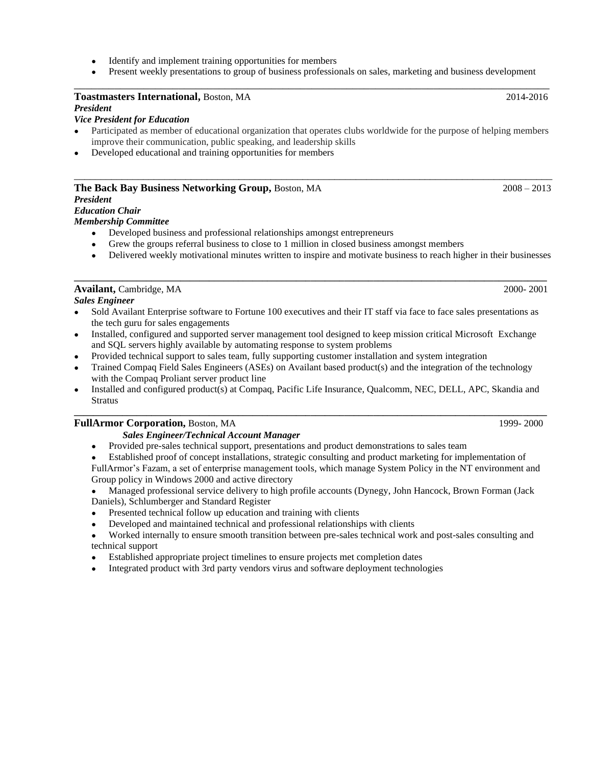- Identify and implement training opportunities for members
- Present weekly presentations to group of business professionals on sales, marketing and business development

---

**Toastmasters International,** Boston, MA 2014-2016

***President***

***Vice President for Education***

- Participated as member of educational organization that operates clubs worldwide for the purpose of helping members improve their communication, public speaking, and leadership skills
- Developed educational and training opportunities for members

---

**The Back Bay Business Networking Group,** Boston, MA 2008 – 2013

***President***

***Education Chair***

***Membership Committee***

- Developed business and professional relationships amongst entrepreneurs
- Grew the groups referral business to close to 1 million in closed business amongst members
- Delivered weekly motivational minutes written to inspire and motivate business to reach higher in their businesses

---

**Availant,** Cambridge, MA 2000- 2001

***Sales Engineer***

- Sold Availant Enterprise software to Fortune 100 executives and their IT staff via face to face sales presentations as the tech guru for sales engagements
- Installed, configured and supported server management tool designed to keep mission critical Microsoft Exchange and SQL servers highly available by automating response to system problems
- Provided technical support to sales team, fully supporting customer installation and system integration
- Trained Compaq Field Sales Engineers (ASEs) on Availant based product(s) and the integration of the technology with the Compaq Proliant server product line
- Installed and configured product(s) at Compaq, Pacific Life Insurance, Qualcomm, NEC, DELL, APC, Skandia and Stratus

---

**FullArmor Corporation,** Boston, MA 1999- 2000

***Sales Engineer/Technical Account Manager***

- Provided pre-sales technical support, presentations and product demonstrations to sales team
- Established proof of concept installations, strategic consulting and product marketing for implementation of FullArmor's Fazam, a set of enterprise management tools, which manage System Policy in the NT environment and Group policy in Windows 2000 and active directory
- Managed professional service delivery to high profile accounts (Dynegy, John Hancock, Brown Forman (Jack Daniels), Schlumberger and Standard Register
- Presented technical follow up education and training with clients
- Developed and maintained technical and professional relationships with clients
- Worked internally to ensure smooth transition between pre-sales technical work and post-sales consulting and technical support
- Established appropriate project timelines to ensure projects met completion dates
- Integrated product with 3rd party vendors virus and software deployment technologies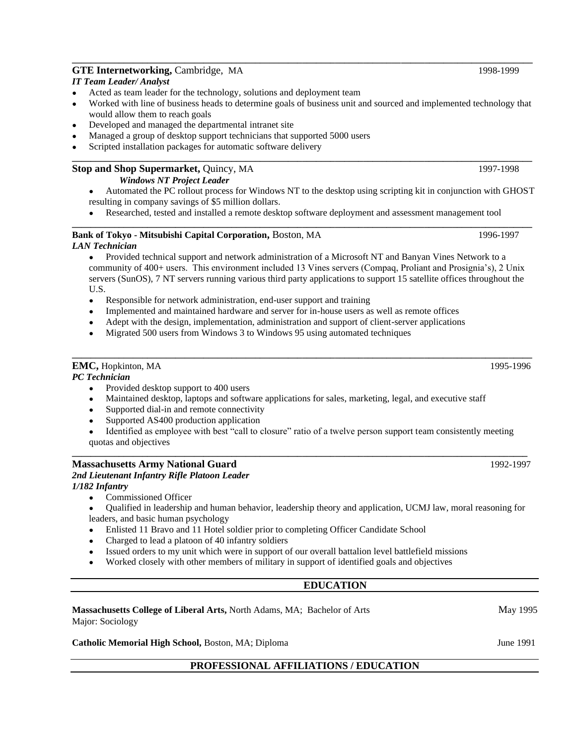---

**GTE Internetworking,** Cambridge, MA 1998-1999
***IT Team Leader/ Analyst***

- Acted as team leader for the technology, solutions and deployment team
- Worked with line of business heads to determine goals of business unit and sourced and implemented technology that would allow them to reach goals
- Developed and managed the departmental intranet site
- Managed a group of desktop support technicians that supported 5000 users
- Scripted installation packages for automatic software delivery

---

**Stop and Shop Supermarket,** Quincy, MA 1997-1998
***Windows NT Project Leader***

- Automated the PC rollout process for Windows NT to the desktop using scripting kit in conjunction with GHOST resulting in company savings of $5 million dollars.
- Researched, tested and installed a remote desktop software deployment and assessment management tool

---

**Bank of Tokyo - Mitsubishi Capital Corporation,** Boston, MA 1996-1997
***LAN Technician***

- Provided technical support and network administration of a Microsoft NT and Banyan Vines Network to a community of 400+ users. This environment included 13 Vines servers (Compaq, Proliant and Prosignia's), 2 Unix servers (SunOS), 7 NT servers running various third party applications to support 15 satellite offices throughout the U.S.
- Responsible for network administration, end-user support and training
- Implemented and maintained hardware and server for in-house users as well as remote offices
- Adept with the design, implementation, administration and support of client-server applications
- Migrated 500 users from Windows 3 to Windows 95 using automated techniques

---

**EMC,** Hopkinton, MA 1995-1996
***PC Technician***

- Provided desktop support to 400 users
- Maintained desktop, laptops and software applications for sales, marketing, legal, and executive staff
- Supported dial-in and remote connectivity
- Supported AS400 production application
- Identified as employee with best "call to closure" ratio of a twelve person support team consistently meeting quotas and objectives

---

**Massachusetts Army National Guard** 1992-1997
***2nd Lieutenant Infantry Rifle Platoon Leader***
***1/182 Infantry***

- Commissioned Officer
- Qualified in leadership and human behavior, leadership theory and application, UCMJ law, moral reasoning for leaders, and basic human psychology
- Enlisted 11 Bravo and 11 Hotel soldier prior to completing Officer Candidate School
- Charged to lead a platoon of 40 infantry soldiers
- Issued orders to my unit which were in support of our overall battalion level battlefield missions
- Worked closely with other members of military in support of identified goals and objectives

## EDUCATION

**Massachusetts College of Liberal Arts,** North Adams, MA; Bachelor of Arts May 1995
Major: Sociology

**Catholic Memorial High School,** Boston, MA; Diploma June 1991

## PROFESSIONAL AFFILIATIONS / EDUCATION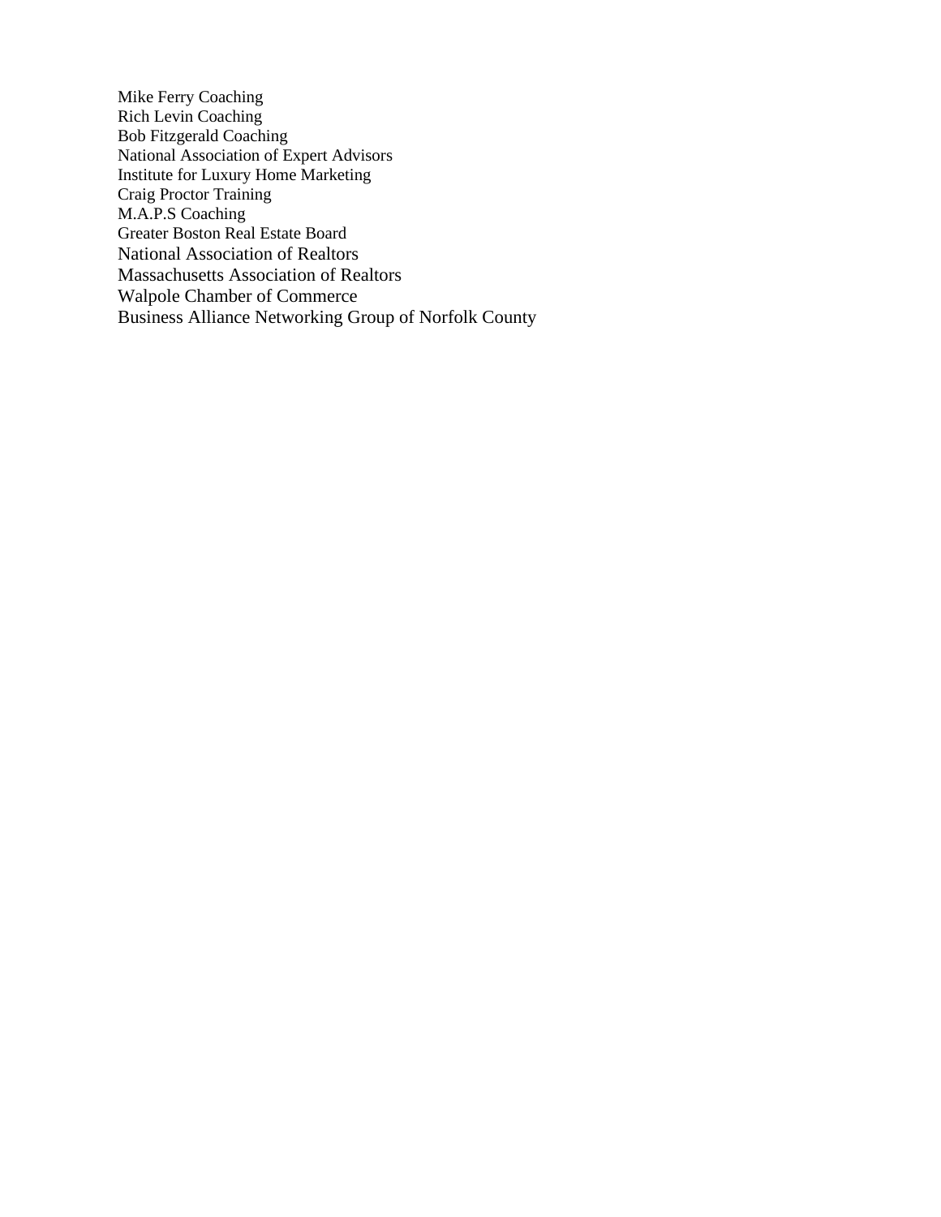Mike Ferry Coaching
Rich Levin Coaching
Bob Fitzgerald Coaching
National Association of Expert Advisors
Institute for Luxury Home Marketing
Craig Proctor Training
M.A.P.S Coaching
Greater Boston Real Estate Board
National Association of Realtors
Massachusetts Association of Realtors
Walpole Chamber of Commerce
Business Alliance Networking Group of Norfolk County